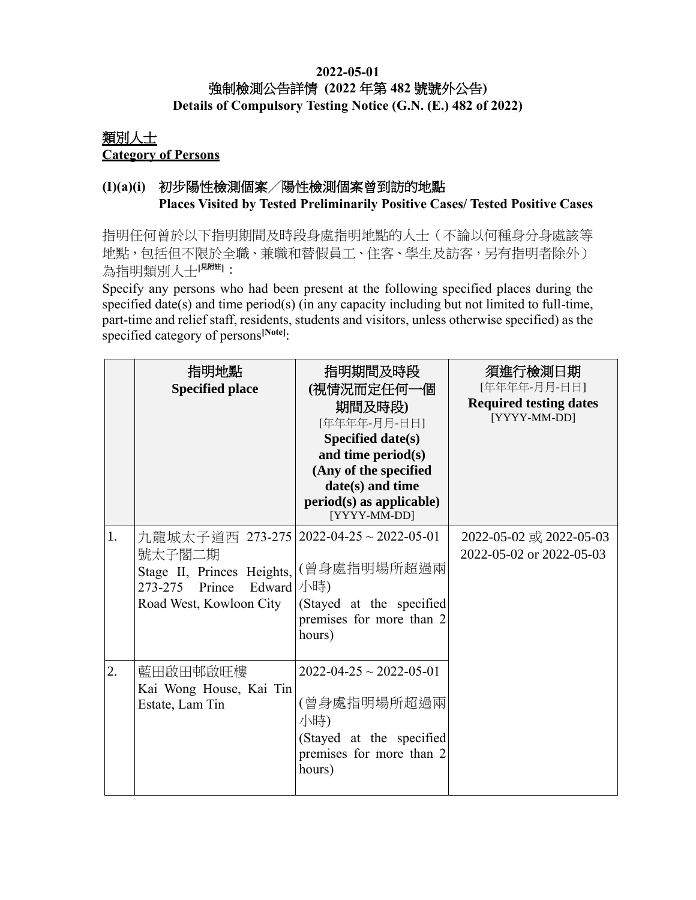**2022-05-01**

**強制檢測公告詳情 (2022 年第 482 號號外公告)**

**Details of Compulsory Testing Notice (G.N. (E.) 482 of 2022)**

## 類別人士
## Category of Persons

### (I)(a)(i) 初步陽性檢測個案╱陽性檢測個案曾到訪的地點
### Places Visited by Tested Preliminarily Positive Cases/ Tested Positive Cases

指明任何曾於以下指明期間及時段身處指明地點的人士（不論以何種身分身處該等地點，包括但不限於全職、兼職和替假員工、住客、學生及訪客，另有指明者除外）為指明類別人士[見附註]：

Specify any persons who had been present at the following specified places during the specified date(s) and time period(s) (in any capacity including but not limited to full-time, part-time and relief staff, residents, students and visitors, unless otherwise specified) as the specified category of persons[Note]:

| | 指明地點<br>**Specified place** | 指明期間及時段<br>(視情況而定任何一個期間及時段)<br>[年年年年-月月-日日]<br>**Specified date(s) and time period(s) (Any of the specified date(s) and time period(s) as applicable)**<br>[YYYY-MM-DD] | 須進行檢測日期<br>[年年年年-月月-日日]<br>**Required testing dates**<br>[YYYY-MM-DD] |
|---|---|---|---|
| 1. | 九龍城太子道西 273-275 號太子閣二期<br>Stage II, Princes Heights, 273-275 Prince Edward Road West, Kowloon City | 2022-04-25 ~ 2022-05-01<br>(曾身處指明場所超過兩小時)<br>(Stayed at the specified premises for more than 2 hours) | 2022-05-02 或 2022-05-03<br>2022-05-02 or 2022-05-03 |
| 2. | 藍田啟田邨啟旺樓<br>Kai Wong House, Kai Tin Estate, Lam Tin | 2022-04-25 ~ 2022-05-01<br>(曾身處指明場所超過兩小時)<br>(Stayed at the specified premises for more than 2 hours) | |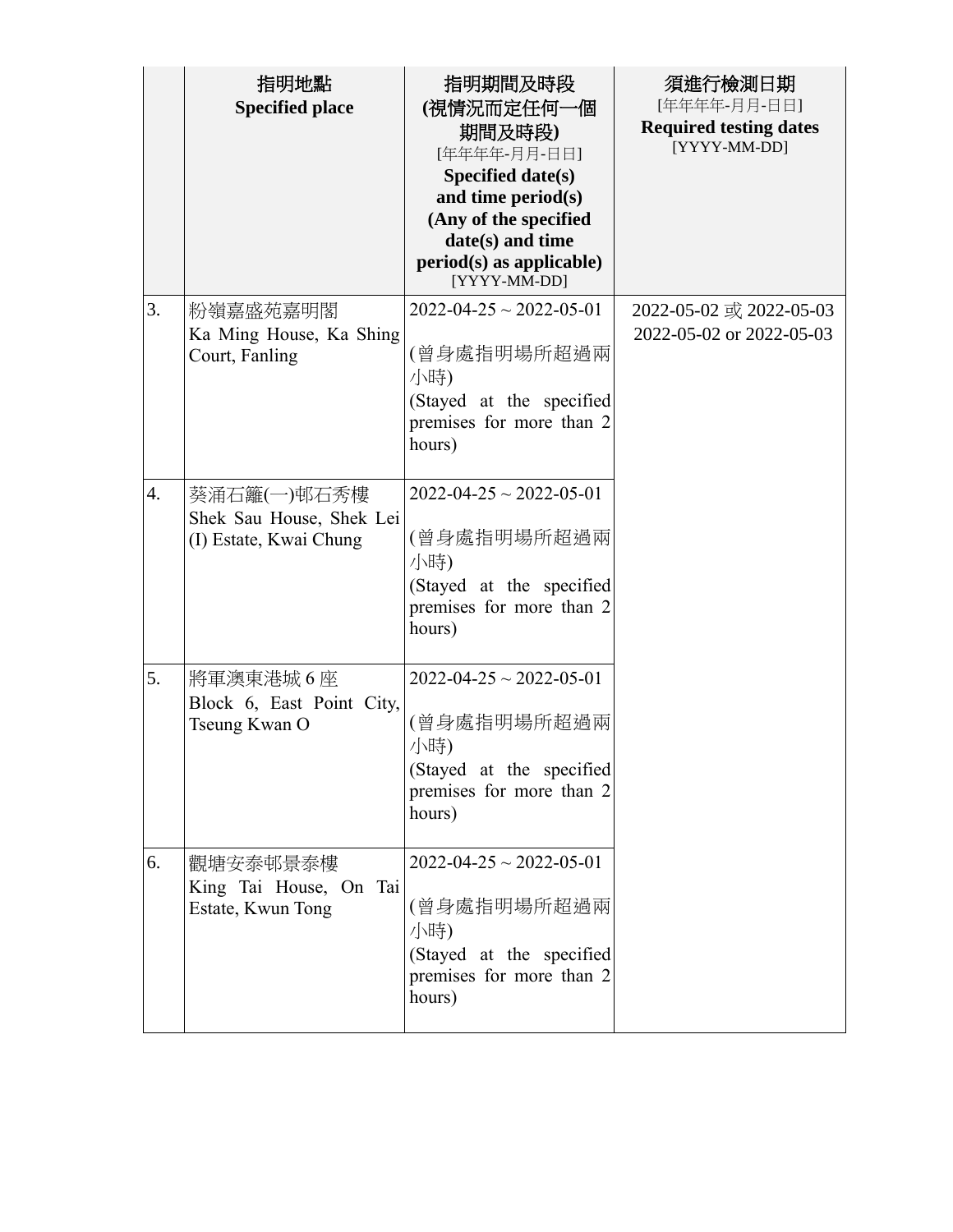| | 指明地點<br>**Specified place** | 指明期間及時段<br>**(視情況而定任何一個期間及時段)**<br>[年年年年-月月-日日]<br>**Specified date(s) and time period(s) (Any of the specified date(s) and time period(s) as applicable)**<br>[YYYY-MM-DD] | 須進行檢測日期<br>[年年年年-月月-日日]<br>**Required testing dates**<br>[YYYY-MM-DD] |
|---|---|---|---|
| 3. | 粉嶺嘉盛苑嘉明閣<br>Ka Ming House, Ka Shing Court, Fanling | 2022-04-25 ~ 2022-05-01<br><br>(曾身處指明場所超過兩小時)<br>(Stayed at the specified premises for more than 2 hours) | 2022-05-02 或 2022-05-03<br>2022-05-02 or 2022-05-03 |
| 4. | 葵涌石籬(一)邨石秀樓<br>Shek Sau House, Shek Lei (I) Estate, Kwai Chung | 2022-04-25 ~ 2022-05-01<br><br>(曾身處指明場所超過兩小時)<br>(Stayed at the specified premises for more than 2 hours) | |
| 5. | 將軍澳東港城 6 座<br>Block 6, East Point City, Tseung Kwan O | 2022-04-25 ~ 2022-05-01<br><br>(曾身處指明場所超過兩小時)<br>(Stayed at the specified premises for more than 2 hours) | |
| 6. | 觀塘安泰邨景泰樓<br>King Tai House, On Tai Estate, Kwun Tong | 2022-04-25 ~ 2022-05-01<br><br>(曾身處指明場所超過兩小時)<br>(Stayed at the specified premises for more than 2 hours) | |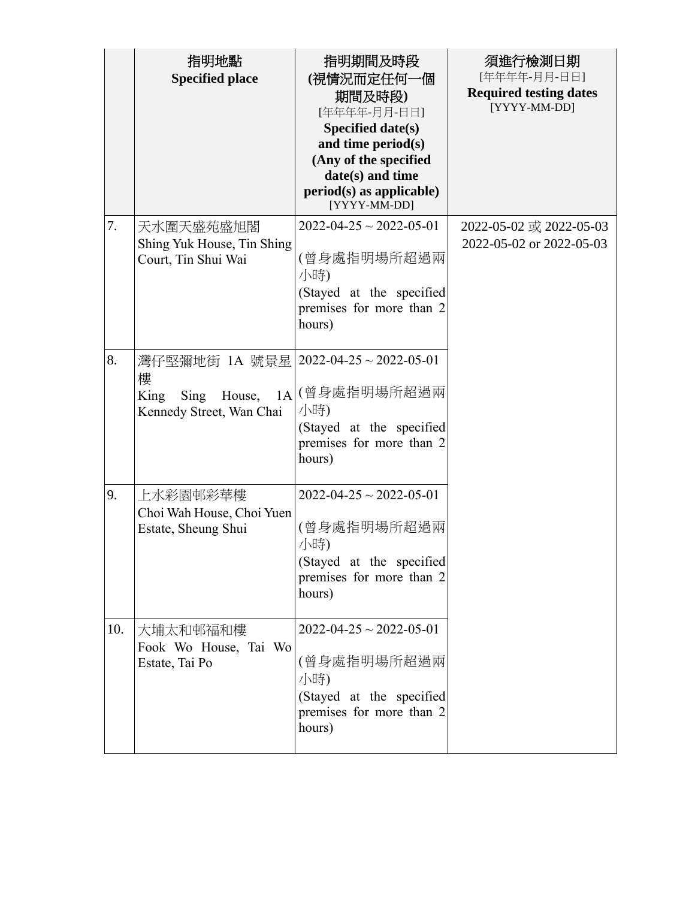| | 指明地點<br>**Specified place** | 指明期間及時段<br>**(視情況而定任何一個期間及時段)**<br>[年年年年-月月-日日]<br>**Specified date(s) and time period(s) (Any of the specified date(s) and time period(s) as applicable)**<br>[YYYY-MM-DD] | 須進行檢測日期<br>[年年年年-月月-日日]<br>**Required testing dates**<br>[YYYY-MM-DD] |
|---|---|---|---|
| 7. | 天水圍天盛苑盛旭閣<br>Shing Yuk House, Tin Shing Court, Tin Shui Wai | 2022-04-25 ~ 2022-05-01<br>(曾身處指明場所超過兩小時)<br>(Stayed at the specified premises for more than 2 hours) | 2022-05-02 或 2022-05-03<br>2022-05-02 or 2022-05-03 |
| 8. | 灣仔堅彌地街 1A 號景星樓<br>King Sing House, 1A Kennedy Street, Wan Chai | 2022-04-25 ~ 2022-05-01<br>(曾身處指明場所超過兩小時)<br>(Stayed at the specified premises for more than 2 hours) | |
| 9. | 上水彩園邨彩華樓<br>Choi Wah House, Choi Yuen Estate, Sheung Shui | 2022-04-25 ~ 2022-05-01<br>(曾身處指明場所超過兩小時)<br>(Stayed at the specified premises for more than 2 hours) | |
| 10. | 大埔太和邨福和樓<br>Fook Wo House, Tai Wo Estate, Tai Po | 2022-04-25 ~ 2022-05-01<br>(曾身處指明場所超過兩小時)<br>(Stayed at the specified premises for more than 2 hours) | |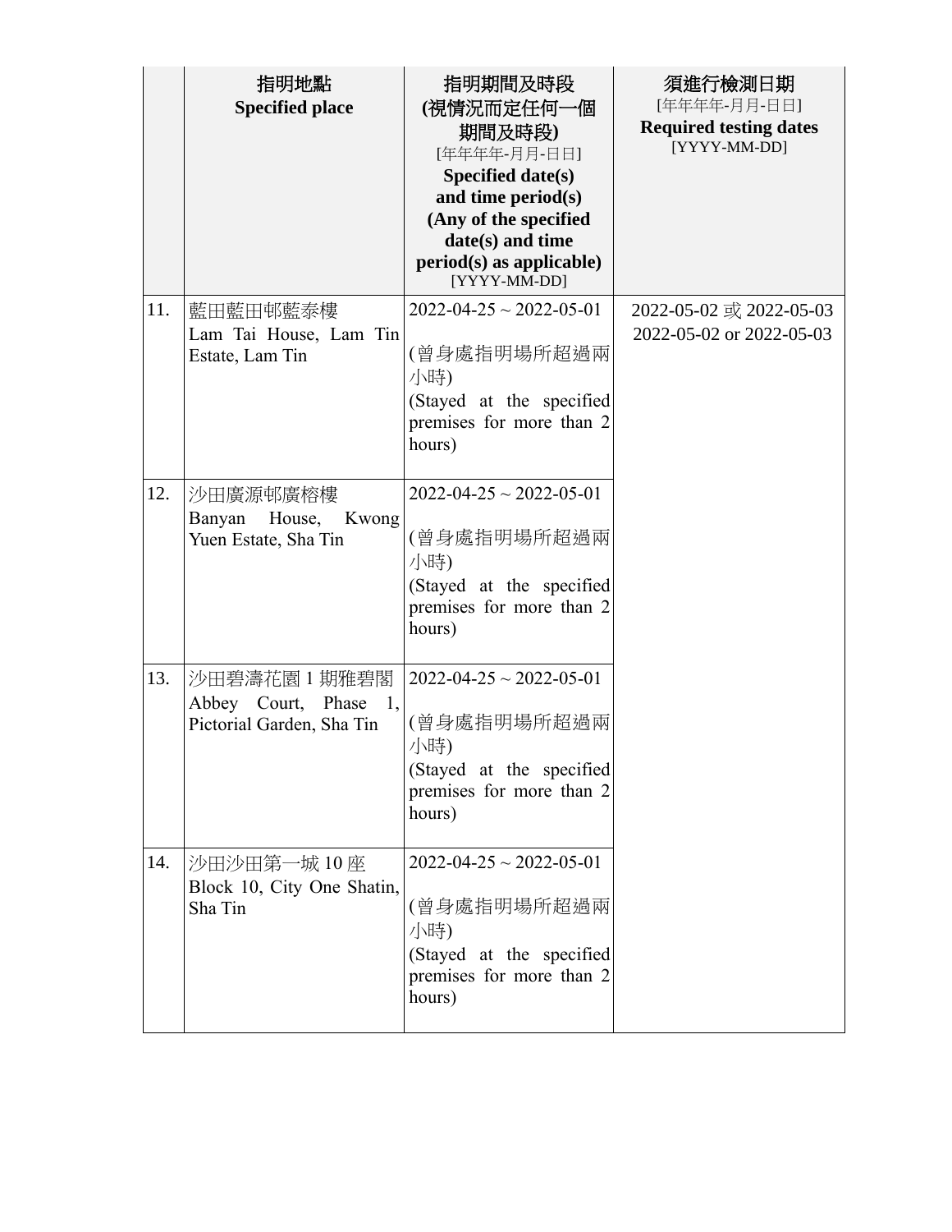| | 指明地點<br>**Specified place** | 指明期間及時段<br>**(視情況而定任何一個期間及時段)**<br>[年年年年-月月-日日]<br>**Specified date(s) and time period(s) (Any of the specified date(s) and time period(s) as applicable)**<br>[YYYY-MM-DD] | 須進行檢測日期<br>[年年年年-月月-日日]<br>**Required testing dates**<br>[YYYY-MM-DD] |
|---|---|---|---|
| 11. | 藍田藍田邨藍泰樓<br>Lam Tai House, Lam Tin Estate, Lam Tin | 2022-04-25 ~ 2022-05-01<br><br>(曾身處指明場所超過兩小時)<br>(Stayed at the specified premises for more than 2 hours) | 2022-05-02 或 2022-05-03<br>2022-05-02 or 2022-05-03 |
| 12. | 沙田廣源邨廣榕樓<br>Banyan House, Kwong Yuen Estate, Sha Tin | 2022-04-25 ~ 2022-05-01<br><br>(曾身處指明場所超過兩小時)<br>(Stayed at the specified premises for more than 2 hours) | |
| 13. | 沙田碧濤花園 1 期雅碧閣<br>Abbey Court, Phase 1, Pictorial Garden, Sha Tin | 2022-04-25 ~ 2022-05-01<br><br>(曾身處指明場所超過兩小時)<br>(Stayed at the specified premises for more than 2 hours) | |
| 14. | 沙田沙田第一城 10 座<br>Block 10, City One Shatin, Sha Tin | 2022-04-25 ~ 2022-05-01<br><br>(曾身處指明場所超過兩小時)<br>(Stayed at the specified premises for more than 2 hours) | |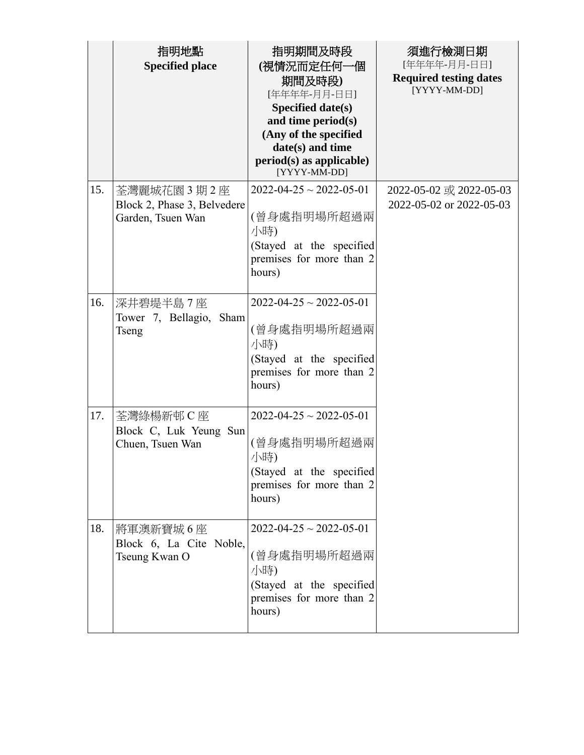| | 指明地點<br>**Specified place** | 指明期間及時段<br>**(視情況而定任何一個期間及時段)**<br>[年年年年-月月-日日]<br>**Specified date(s) and time period(s) (Any of the specified date(s) and time period(s) as applicable)**<br>[YYYY-MM-DD] | 須進行檢測日期<br>[年年年年-月月-日日]<br>**Required testing dates**<br>[YYYY-MM-DD] |
|---|---|---|---|
| 15. | 荃灣麗城花園 3 期 2 座<br>Block 2, Phase 3, Belvedere Garden, Tsuen Wan | 2022-04-25 ~ 2022-05-01<br><br>(曾身處指明場所超過兩小時)<br>(Stayed at the specified premises for more than 2 hours) | 2022-05-02 或 2022-05-03<br>2022-05-02 or 2022-05-03 |
| 16. | 深井碧堤半島 7 座<br>Tower 7, Bellagio, Sham Tseng | 2022-04-25 ~ 2022-05-01<br><br>(曾身處指明場所超過兩小時)<br>(Stayed at the specified premises for more than 2 hours) | |
| 17. | 荃灣綠楊新邨 C 座<br>Block C, Luk Yeung Sun Chuen, Tsuen Wan | 2022-04-25 ~ 2022-05-01<br><br>(曾身處指明場所超過兩小時)<br>(Stayed at the specified premises for more than 2 hours) | |
| 18. | 將軍澳新寶城 6 座<br>Block 6, La Cite Noble, Tseung Kwan O | 2022-04-25 ~ 2022-05-01<br><br>(曾身處指明場所超過兩小時)<br>(Stayed at the specified premises for more than 2 hours) | |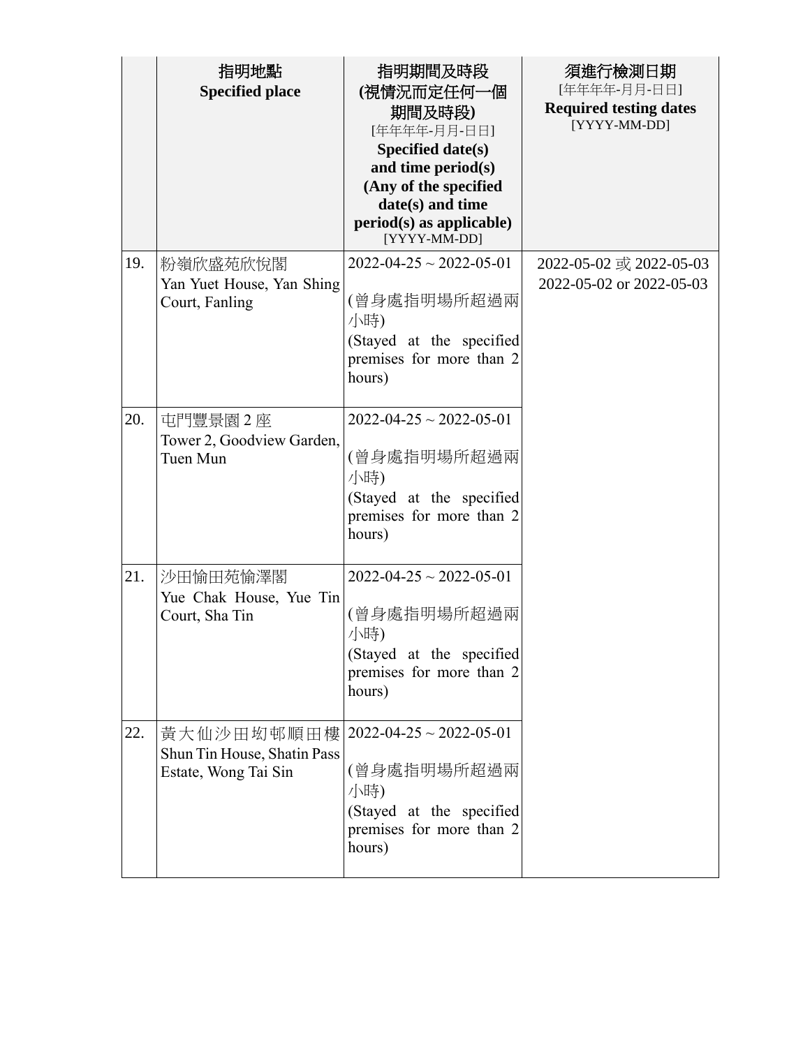| | 指明地點<br>**Specified place** | 指明期間及時段<br>(視情況而定任何一個期間及時段)<br>[年年年年-月月-日日]<br>**Specified date(s) and time period(s) (Any of the specified date(s) and time period(s) as applicable)**<br>[YYYY-MM-DD] | 須進行檢測日期<br>[年年年年-月月-日日]<br>**Required testing dates**<br>[YYYY-MM-DD] |
|---|---|---|---|
| 19. | 粉嶺欣盛苑欣悅閣<br>Yan Yuet House, Yan Shing Court, Fanling | 2022-04-25 ~ 2022-05-01<br><br>(曾身處指明場所超過兩小時)<br>(Stayed at the specified premises for more than 2 hours) | 2022-05-02 或 2022-05-03<br>2022-05-02 or 2022-05-03 |
| 20. | 屯門豐景園 2 座<br>Tower 2, Goodview Garden, Tuen Mun | 2022-04-25 ~ 2022-05-01<br><br>(曾身處指明場所超過兩小時)<br>(Stayed at the specified premises for more than 2 hours) | |
| 21. | 沙田愉田苑愉澤閣<br>Yue Chak House, Yue Tin Court, Sha Tin | 2022-04-25 ~ 2022-05-01<br><br>(曾身處指明場所超過兩小時)<br>(Stayed at the specified premises for more than 2 hours) | |
| 22. | 黃大仙沙田坳邨順田樓<br>Shun Tin House, Shatin Pass Estate, Wong Tai Sin | 2022-04-25 ~ 2022-05-01<br><br>(曾身處指明場所超過兩小時)<br>(Stayed at the specified premises for more than 2 hours) | |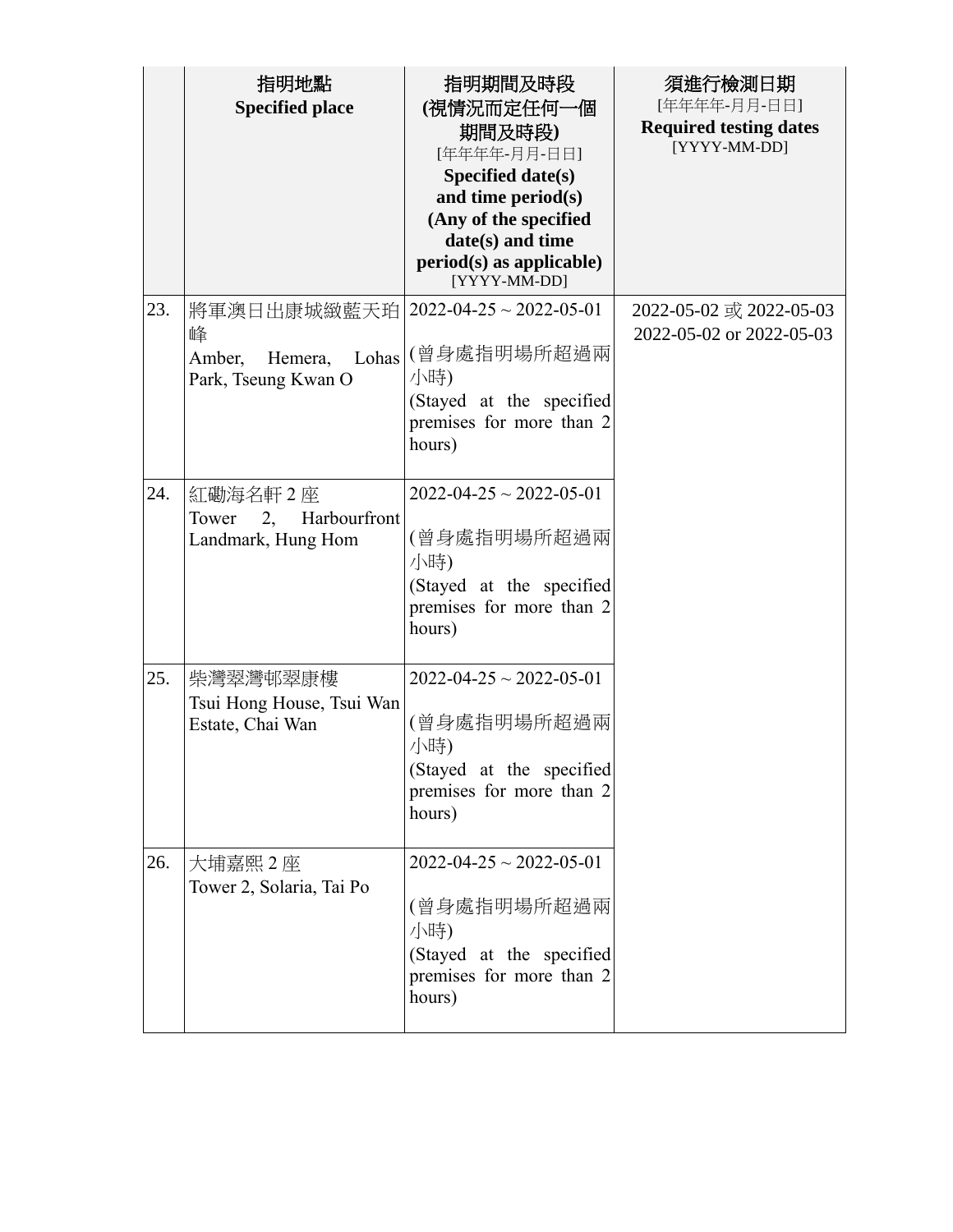| | 指明地點<br>**Specified place** | 指明期間及時段<br>**(視情況而定任何一個期間及時段)**<br>[年年年年-月月-日日]<br>**Specified date(s) and time period(s) (Any of the specified date(s) and time period(s) as applicable)**<br>[YYYY-MM-DD] | 須進行檢測日期<br>[年年年年-月月-日日]<br>**Required testing dates**<br>[YYYY-MM-DD] |
|---|---|---|---|
| 23. | 將軍澳日出康城緻藍天珀峰<br>Amber, Hemera, Lohas Park, Tseung Kwan O | 2022-04-25 ~ 2022-05-01<br>(曾身處指明場所超過兩小時)<br>(Stayed at the specified premises for more than 2 hours) | 2022-05-02 或 2022-05-03<br>2022-05-02 or 2022-05-03 |
| 24. | 紅磡海名軒 2 座<br>Tower 2, Harbourfront Landmark, Hung Hom | 2022-04-25 ~ 2022-05-01<br>(曾身處指明場所超過兩小時)<br>(Stayed at the specified premises for more than 2 hours) | |
| 25. | 柴灣翠灣邨翠康樓<br>Tsui Hong House, Tsui Wan Estate, Chai Wan | 2022-04-25 ~ 2022-05-01<br>(曾身處指明場所超過兩小時)<br>(Stayed at the specified premises for more than 2 hours) | |
| 26. | 大埔嘉熙 2 座<br>Tower 2, Solaria, Tai Po | 2022-04-25 ~ 2022-05-01<br>(曾身處指明場所超過兩小時)<br>(Stayed at the specified premises for more than 2 hours) | |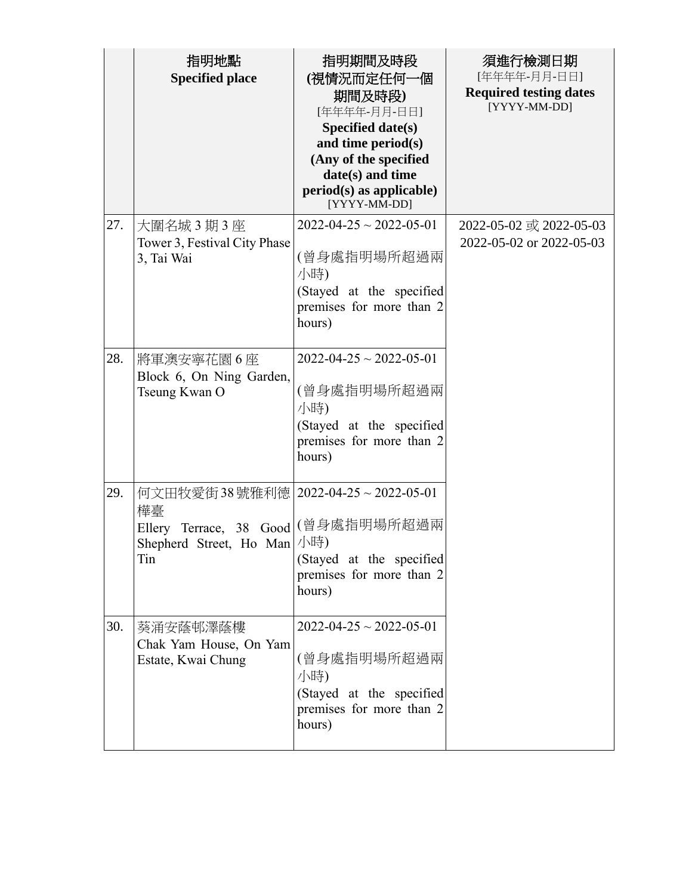| | 指明地點<br>**Specified place** | 指明期間及時段<br>**(視情況而定任何一個期間及時段)**<br>[年年年年-月月-日日]<br>**Specified date(s) and time period(s) (Any of the specified date(s) and time period(s) as applicable)**<br>[YYYY-MM-DD] | 須進行檢測日期<br>[年年年年-月月-日日]<br>**Required testing dates**<br>[YYYY-MM-DD] |
|---|---|---|---|
| 27. | 大圍名城 3 期 3 座<br>Tower 3, Festival City Phase 3, Tai Wai | 2022-04-25 ~ 2022-05-01<br><br>(曾身處指明場所超過兩小時)<br>(Stayed at the specified premises for more than 2 hours) | 2022-05-02 或 2022-05-03<br>2022-05-02 or 2022-05-03 |
| 28. | 將軍澳安寧花園 6 座<br>Block 6, On Ning Garden, Tseung Kwan O | 2022-04-25 ~ 2022-05-01<br><br>(曾身處指明場所超過兩小時)<br>(Stayed at the specified premises for more than 2 hours) | |
| 29. | 何文田牧愛街38號雅利德樺臺<br>Ellery Terrace, 38 Good Shepherd Street, Ho Man Tin | 2022-04-25 ~ 2022-05-01<br><br>(曾身處指明場所超過兩小時)<br>(Stayed at the specified premises for more than 2 hours) | |
| 30. | 葵涌安蔭邨澤蔭樓<br>Chak Yam House, On Yam Estate, Kwai Chung | 2022-04-25 ~ 2022-05-01<br><br>(曾身處指明場所超過兩小時)<br>(Stayed at the specified premises for more than 2 hours) | |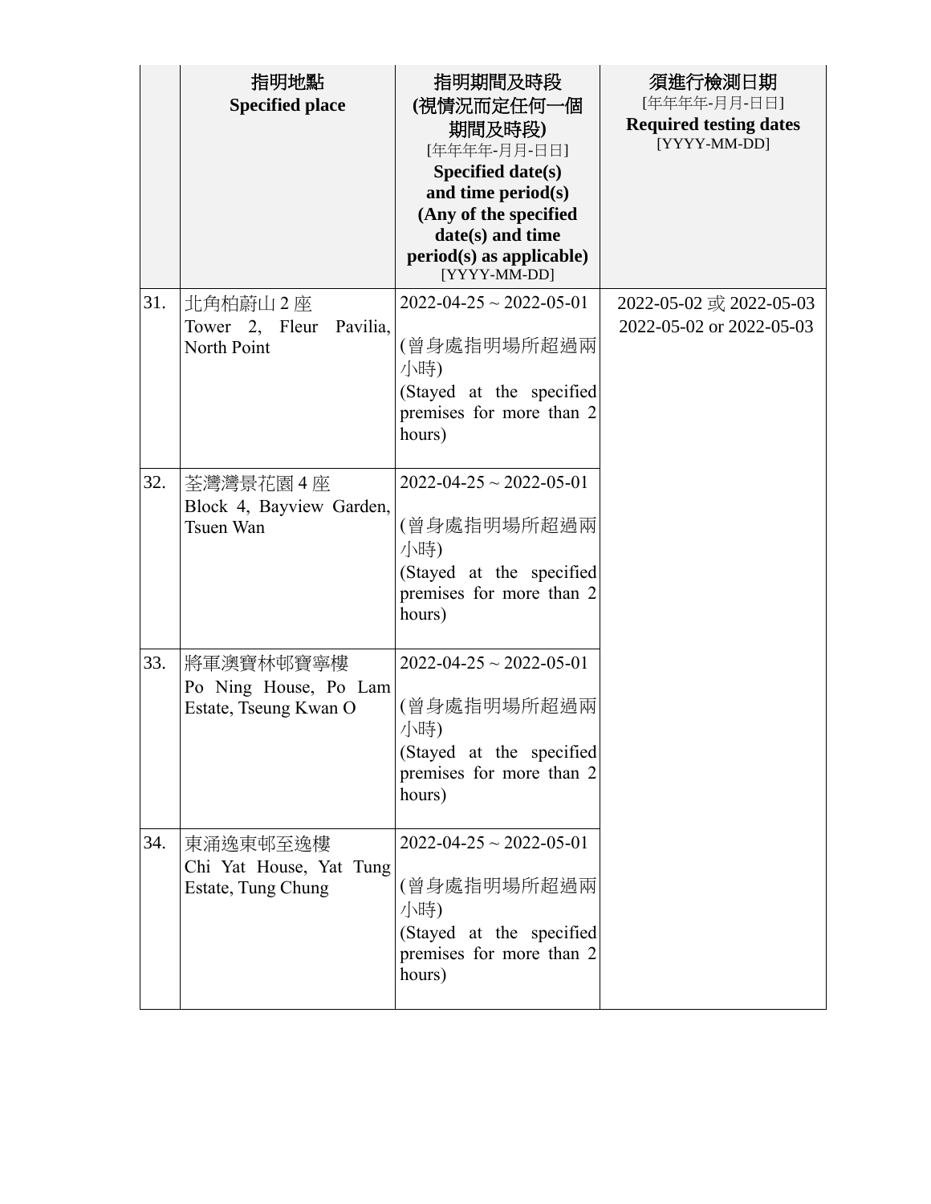| | 指明地點<br>**Specified place** | 指明期間及時段<br>**(視情況而定任何一個期間及時段)**<br>[年年年年-月月-日日]<br>**Specified date(s) and time period(s) (Any of the specified date(s) and time period(s) as applicable)**<br>[YYYY-MM-DD] | 須進行檢測日期<br>[年年年年-月月-日日]<br>**Required testing dates**<br>[YYYY-MM-DD] |
|---|---|---|---|
| 31. | 北角柏蔚山 2 座<br>Tower 2, Fleur Pavilia, North Point | 2022-04-25 ~ 2022-05-01<br><br>(曾身處指明場所超過兩小時)<br>(Stayed at the specified premises for more than 2 hours) | 2022-05-02 或 2022-05-03<br>2022-05-02 or 2022-05-03 |
| 32. | 荃灣灣景花園 4 座<br>Block 4, Bayview Garden, Tsuen Wan | 2022-04-25 ~ 2022-05-01<br><br>(曾身處指明場所超過兩小時)<br>(Stayed at the specified premises for more than 2 hours) | |
| 33. | 將軍澳寶林邨寶寧樓<br>Po Ning House, Po Lam Estate, Tseung Kwan O | 2022-04-25 ~ 2022-05-01<br><br>(曾身處指明場所超過兩小時)<br>(Stayed at the specified premises for more than 2 hours) | |
| 34. | 東涌逸東邨至逸樓<br>Chi Yat House, Yat Tung Estate, Tung Chung | 2022-04-25 ~ 2022-05-01<br><br>(曾身處指明場所超過兩小時)<br>(Stayed at the specified premises for more than 2 hours) | |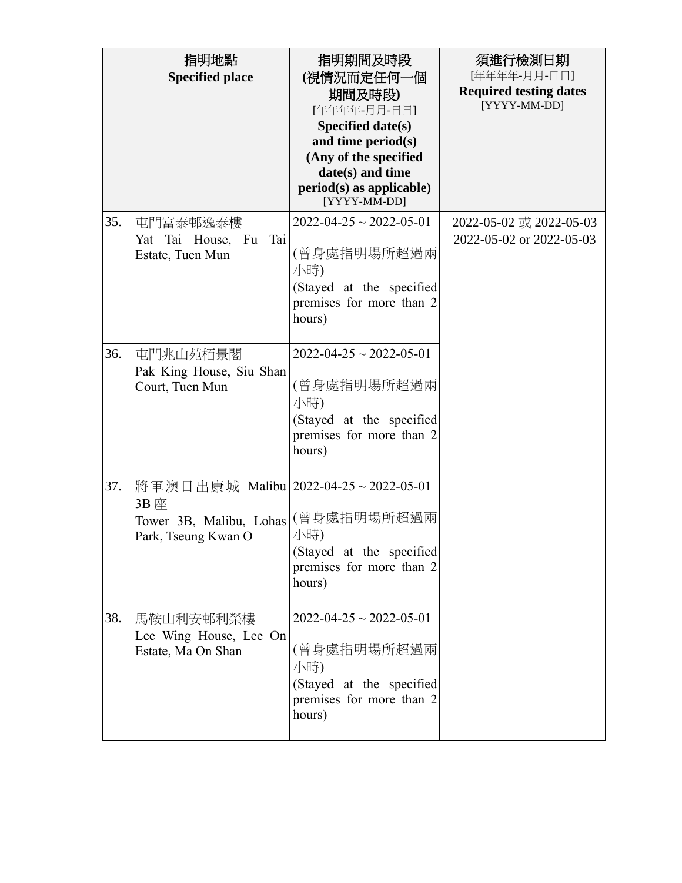| | 指明地點<br>**Specified place** | 指明期間及時段<br>**(視情況而定任何一個期間及時段)**<br>[年年年年-月月-日日]<br>**Specified date(s) and time period(s) (Any of the specified date(s) and time period(s) as applicable)**<br>[YYYY-MM-DD] | 須進行檢測日期<br>[年年年年-月月-日日]<br>**Required testing dates**<br>[YYYY-MM-DD] |
|---|---|---|---|
| 35. | 屯門富泰邨逸泰樓<br>Yat Tai House, Fu Tai Estate, Tuen Mun | 2022-04-25 ~ 2022-05-01<br><br>(曾身處指明場所超過兩小時)<br>(Stayed at the specified premises for more than 2 hours) | 2022-05-02 或 2022-05-03<br>2022-05-02 or 2022-05-03 |
| 36. | 屯門兆山苑栢景閣<br>Pak King House, Siu Shan Court, Tuen Mun | 2022-04-25 ~ 2022-05-01<br><br>(曾身處指明場所超過兩小時)<br>(Stayed at the specified premises for more than 2 hours) | |
| 37. | 將軍澳日出康城 Malibu 3B 座<br>Tower 3B, Malibu, Lohas Park, Tseung Kwan O | 2022-04-25 ~ 2022-05-01<br><br>(曾身處指明場所超過兩小時)<br>(Stayed at the specified premises for more than 2 hours) | |
| 38. | 馬鞍山利安邨利榮樓<br>Lee Wing House, Lee On Estate, Ma On Shan | 2022-04-25 ~ 2022-05-01<br><br>(曾身處指明場所超過兩小時)<br>(Stayed at the specified premises for more than 2 hours) | |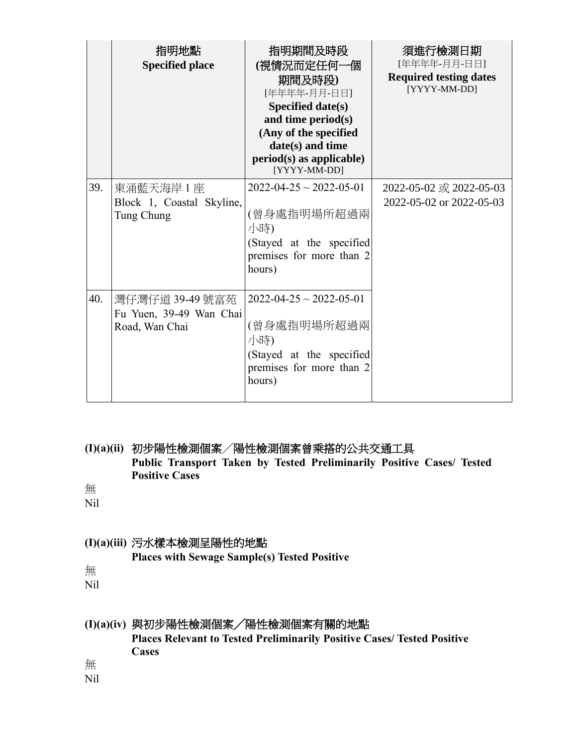| | 指明地點<br>**Specified place** | 指明期間及時段<br>**(視情況而定任何一個期間及時段)**<br>[年年年年-月月-日日]<br>**Specified date(s) and time period(s) (Any of the specified date(s) and time period(s) as applicable)**<br>[YYYY-MM-DD] | 須進行檢測日期<br>[年年年年-月月-日日]<br>**Required testing dates**<br>[YYYY-MM-DD] |
|---|---|---|---|
| 39. | 東涌藍天海岸 1 座<br>Block 1, Coastal Skyline, Tung Chung | 2022-04-25 ~ 2022-05-01<br><br>(曾身處指明場所超過兩小時)<br>(Stayed at the specified premises for more than 2 hours) | 2022-05-02 或 2022-05-03<br>2022-05-02 or 2022-05-03 |
| 40. | 灣仔灣仔道 39-49 號富苑<br>Fu Yuen, 39-49 Wan Chai Road, Wan Chai | 2022-04-25 ~ 2022-05-01<br><br>(曾身處指明場所超過兩小時)<br>(Stayed at the specified premises for more than 2 hours) | |

**(I)(a)(ii) 初步陽性檢測個案／陽性檢測個案曾乘搭的公共交通工具**
**Public Transport Taken by Tested Preliminarily Positive Cases/ Tested Positive Cases**

無
Nil

**(I)(a)(iii) 污水樣本檢測呈陽性的地點**
**Places with Sewage Sample(s) Tested Positive**

無
Nil

**(I)(a)(iv) 與初步陽性檢測個案／陽性檢測個案有關的地點**
**Places Relevant to Tested Preliminarily Positive Cases/ Tested Positive Cases**

無
Nil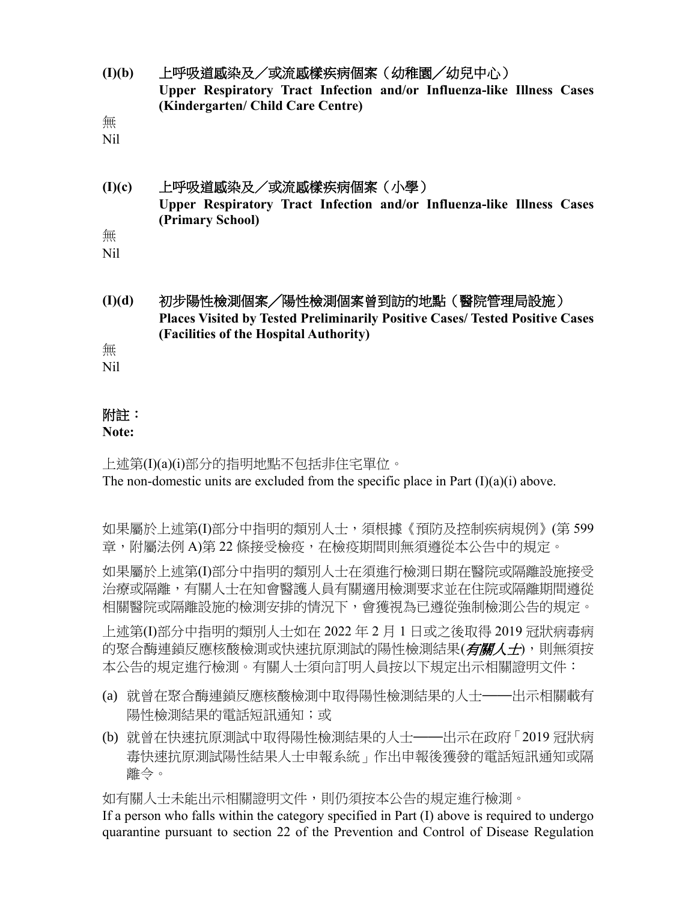**(I)(b) 上呼吸道感染及／或流感樣疾病個案（幼稚園／幼兒中心）**
**Upper Respiratory Tract Infection and/or Influenza-like Illness Cases (Kindergarten/ Child Care Centre)**

無
Nil

**(I)(c) 上呼吸道感染及／或流感樣疾病個案（小學）**
**Upper Respiratory Tract Infection and/or Influenza-like Illness Cases (Primary School)**

無
Nil

**(I)(d) 初步陽性檢測個案／陽性檢測個案曾到訪的地點（醫院管理局設施）**
**Places Visited by Tested Preliminarily Positive Cases/ Tested Positive Cases (Facilities of the Hospital Authority)**

無
Nil

**附註：**
**Note:**

上述第(I)(a)(i)部分的指明地點不包括非住宅單位。
The non-domestic units are excluded from the specific place in Part (I)(a)(i) above.

如果屬於上述第(I)部分中指明的類別人士，須根據《預防及控制疾病規例》(第 599 章，附屬法例 A)第 22 條接受檢疫，在檢疫期間則無須遵從本公告中的規定。

如果屬於上述第(I)部分中指明的類別人士在須進行檢測日期在醫院或隔離設施接受治療或隔離，有關人士在知會醫護人員有關適用檢測要求並在住院或隔離期間遵從相關醫院或隔離設施的檢測安排的情況下，會獲視為已遵從強制檢測公告的規定。

上述第(I)部分中指明的類別人士如在 2022 年 2 月 1 日或之後取得 2019 冠狀病毒病的聚合酶連鎖反應核酸檢測或快速抗原測試的陽性檢測結果(***有關人士***)，則無須按本公告的規定進行檢測。有關人士須向訂明人員按以下規定出示相關證明文件：

(a) 就曾在聚合酶連鎖反應核酸檢測中取得陽性檢測結果的人士——出示相關載有陽性檢測結果的電話短訊通知；或

(b) 就曾在快速抗原測試中取得陽性檢測結果的人士——出示在政府「2019 冠狀病毒快速抗原測試陽性結果人士申報系統」作出申報後獲發的電話短訊通知或隔離令。

如有關人士未能出示相關證明文件，則仍須按本公告的規定進行檢測。

If a person who falls within the category specified in Part (I) above is required to undergo quarantine pursuant to section 22 of the Prevention and Control of Disease Regulation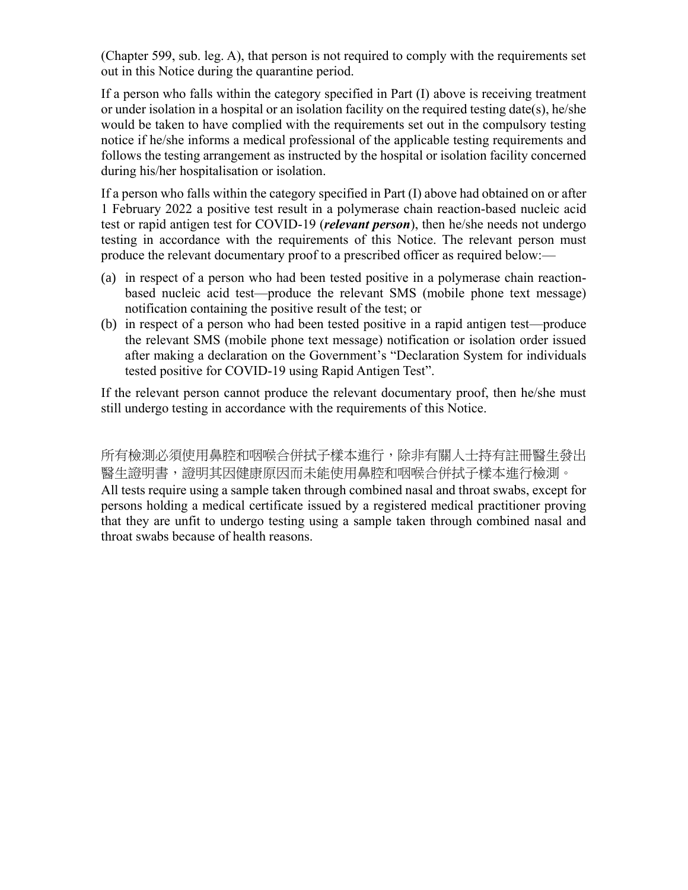(Chapter 599, sub. leg. A), that person is not required to comply with the requirements set out in this Notice during the quarantine period.

If a person who falls within the category specified in Part (I) above is receiving treatment or under isolation in a hospital or an isolation facility on the required testing date(s), he/she would be taken to have complied with the requirements set out in the compulsory testing notice if he/she informs a medical professional of the applicable testing requirements and follows the testing arrangement as instructed by the hospital or isolation facility concerned during his/her hospitalisation or isolation.

If a person who falls within the category specified in Part (I) above had obtained on or after 1 February 2022 a positive test result in a polymerase chain reaction-based nucleic acid test or rapid antigen test for COVID-19 (***relevant person***), then he/she needs not undergo testing in accordance with the requirements of this Notice. The relevant person must produce the relevant documentary proof to a prescribed officer as required below:—

(a) in respect of a person who had been tested positive in a polymerase chain reaction-based nucleic acid test—produce the relevant SMS (mobile phone text message) notification containing the positive result of the test; or

(b) in respect of a person who had been tested positive in a rapid antigen test—produce the relevant SMS (mobile phone text message) notification or isolation order issued after making a declaration on the Government's "Declaration System for individuals tested positive for COVID-19 using Rapid Antigen Test".

If the relevant person cannot produce the relevant documentary proof, then he/she must still undergo testing in accordance with the requirements of this Notice.

所有檢測必須使用鼻腔和咽喉合併拭子樣本進行，除非有關人士持有註冊醫生發出醫生證明書，證明其因健康原因而未能使用鼻腔和咽喉合併拭子樣本進行檢測。
All tests require using a sample taken through combined nasal and throat swabs, except for persons holding a medical certificate issued by a registered medical practitioner proving that they are unfit to undergo testing using a sample taken through combined nasal and throat swabs because of health reasons.